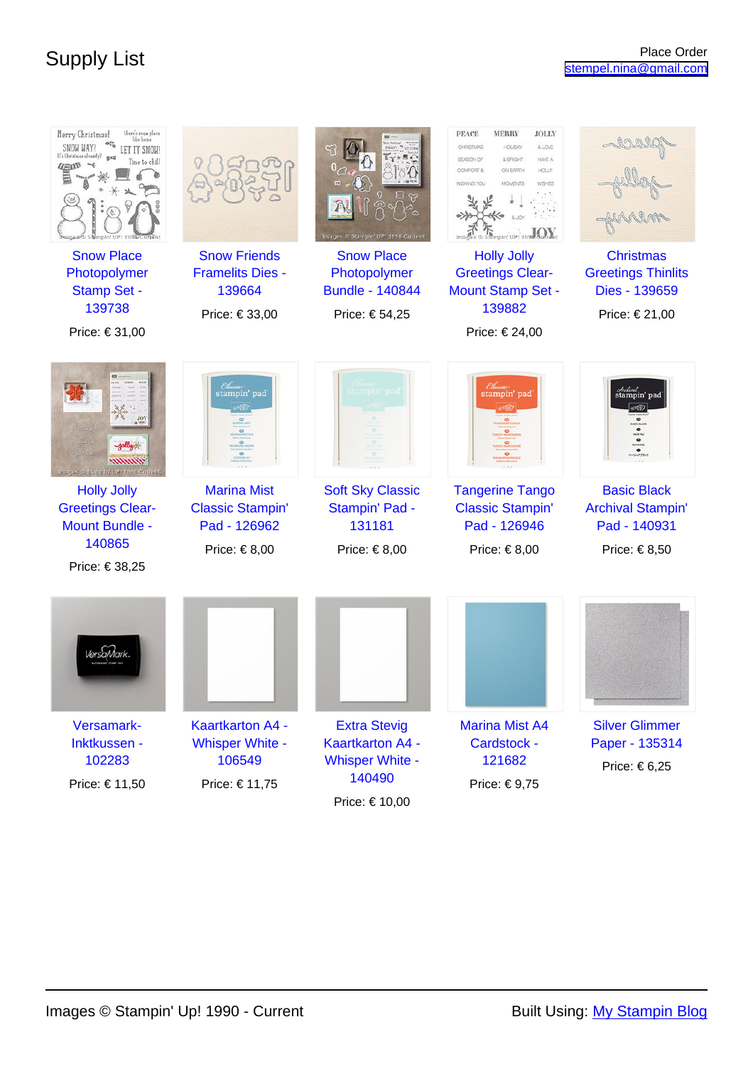# Supply List

Place Order
stempel.nina@gmail.com

Snow Place Photopolymer Stamp Set - 139738

Price: € 31,00

Snow Friends Framelits Dies - 139664

Price: € 33,00

Snow Place Photopolymer Bundle - 140844

Price: € 54,25

Holly Jolly Greetings Clear-Mount Stamp Set - 139882

Price: € 24,00

Christmas Greetings Thinlits Dies - 139659

Price: € 21,00

Holly Jolly Greetings Clear-Mount Bundle - 140865

Price: € 38,25

Marina Mist Classic Stampin' Pad - 126962

Price: € 8,00

Soft Sky Classic Stampin' Pad - 131181

Price: € 8,00

Tangerine Tango Classic Stampin' Pad - 126946

Price: € 8,00

Basic Black Archival Stampin' Pad - 140931

Price: € 8,50

Versamark-Inktkussen - 102283

Price: € 11,50

Kaartkarton A4 - Whisper White - 106549

Price: € 11,75

Extra Stevig Kaartkarton A4 - Whisper White - 140490

Price: € 10,00

Marina Mist A4 Cardstock - 121682

Price: € 9,75

Silver Glimmer Paper - 135314

Price: € 6,25

Images © Stampin' Up! 1990 - Current

Built Using: My Stampin Blog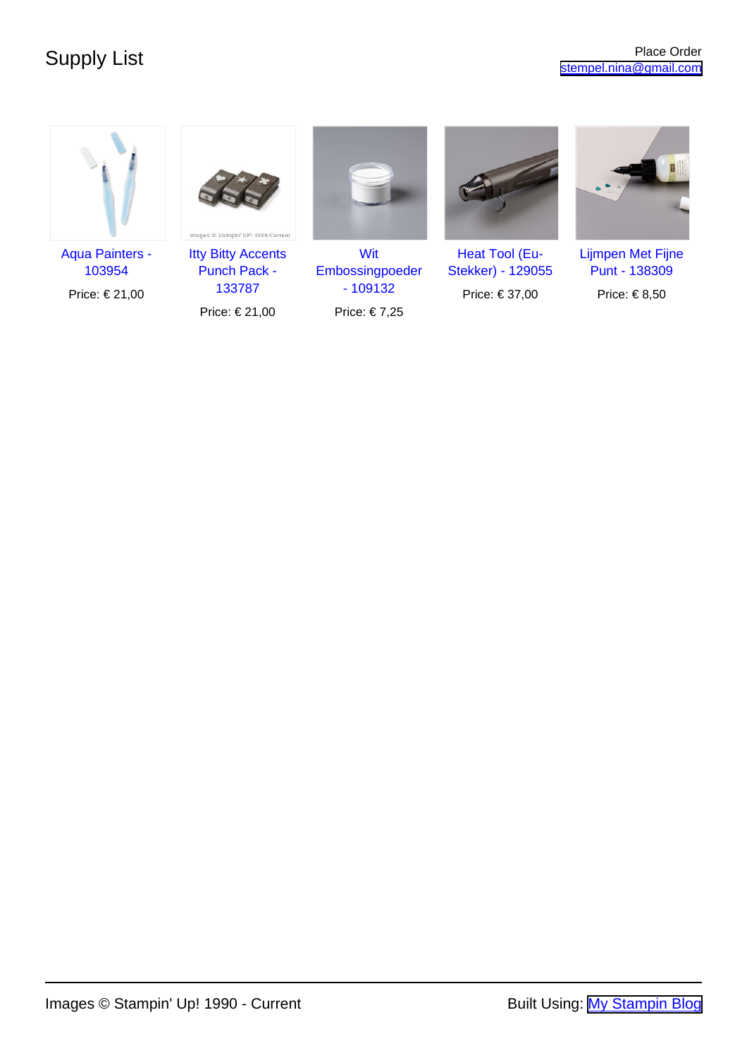# Supply List

Place Order
stempel.nina@gmail.com

| | | | | |
|---|---|---|---|---|
| Aqua Painters - 103954 | Itty Bitty Accents Punch Pack - 133787 | Wit Embossingpoeder - 109132 | Heat Tool (Eu-Stekker) - 129055 | Lijmpen Met Fijne Punt - 138309 |
| Price: € 21,00 | Price: € 21,00 | Price: € 7,25 | Price: € 37,00 | Price: € 8,50 |

Images © Stampin' Up! 1990 - Current

Built Using: My Stampin Blog